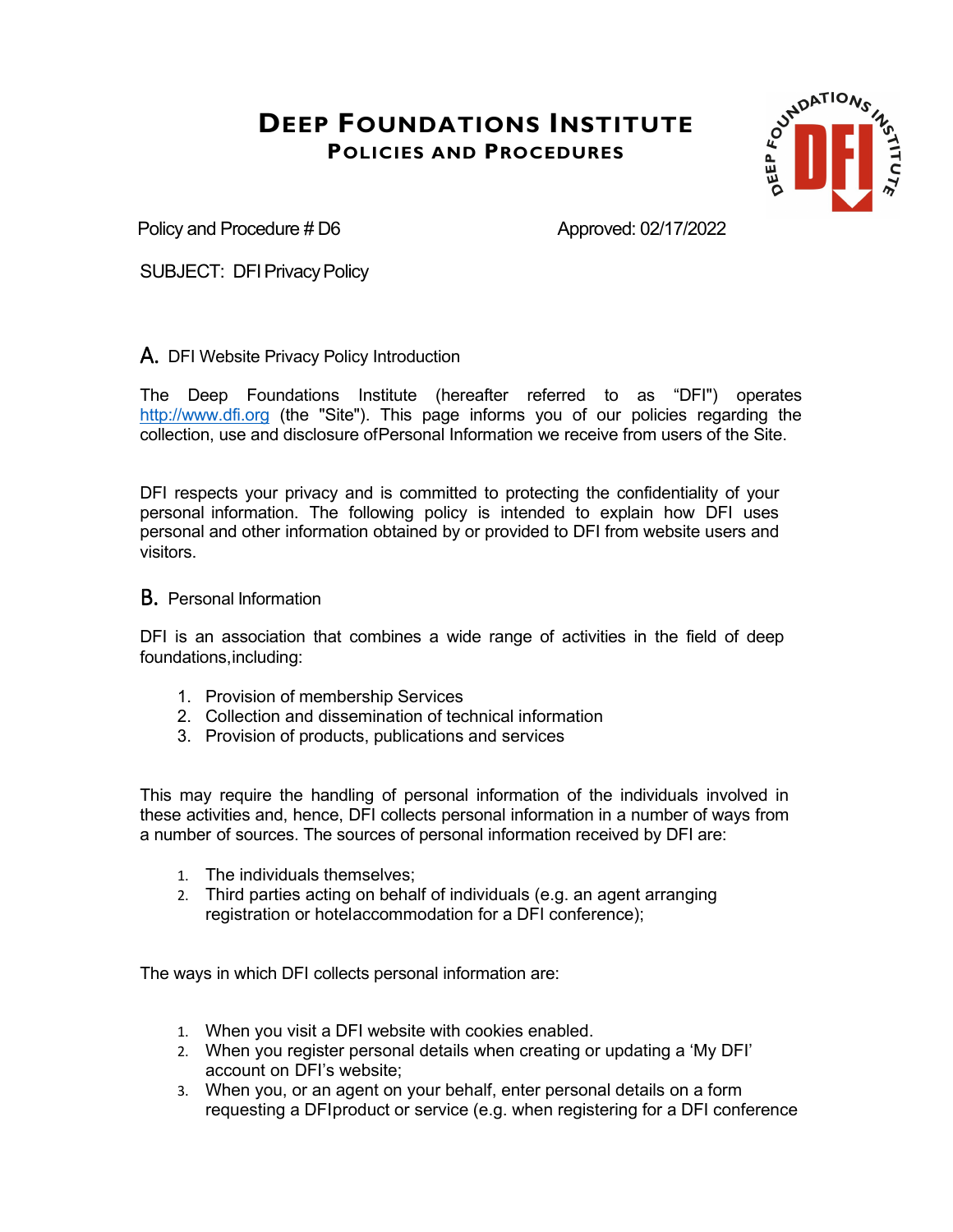# Deep Foundations Institute

## Policies and Procedures

Policy and Procedure # D6 Approved: 02/17/2022

SUBJECT: DFI Privacy Policy

### A. DFI Website Privacy Policy Introduction

The Deep Foundations Institute (hereafter referred to as “DFI") operates http://www.dfi.org (the "Site"). This page informs you of our policies regarding the collection, use and disclosure ofPersonal Information we receive from users of the Site.

DFI respects your privacy and is committed to protecting the confidentiality of your personal information. The following policy is intended to explain how DFI uses personal and other information obtained by or provided to DFI from website users and visitors.

### B. Personal Information

DFI is an association that combines a wide range of activities in the field of deep foundations,including:

1. Provision of membership Services
2. Collection and dissemination of technical information
3. Provision of products, publications and services

This may require the handling of personal information of the individuals involved in these activities and, hence, DFI collects personal information in a number of ways from a number of sources. The sources of personal information received by DFI are:

1. The individuals themselves;
2. Third parties acting on behalf of individuals (e.g. an agent arranging registration or hotelaccommodation for a DFI conference);

The ways in which DFI collects personal information are:

1. When you visit a DFI website with cookies enabled.
2. When you register personal details when creating or updating a ‘My DFI’ account on DFI’s website;
3. When you, or an agent on your behalf, enter personal details on a form requesting a DFIproduct or service (e.g. when registering for a DFI conference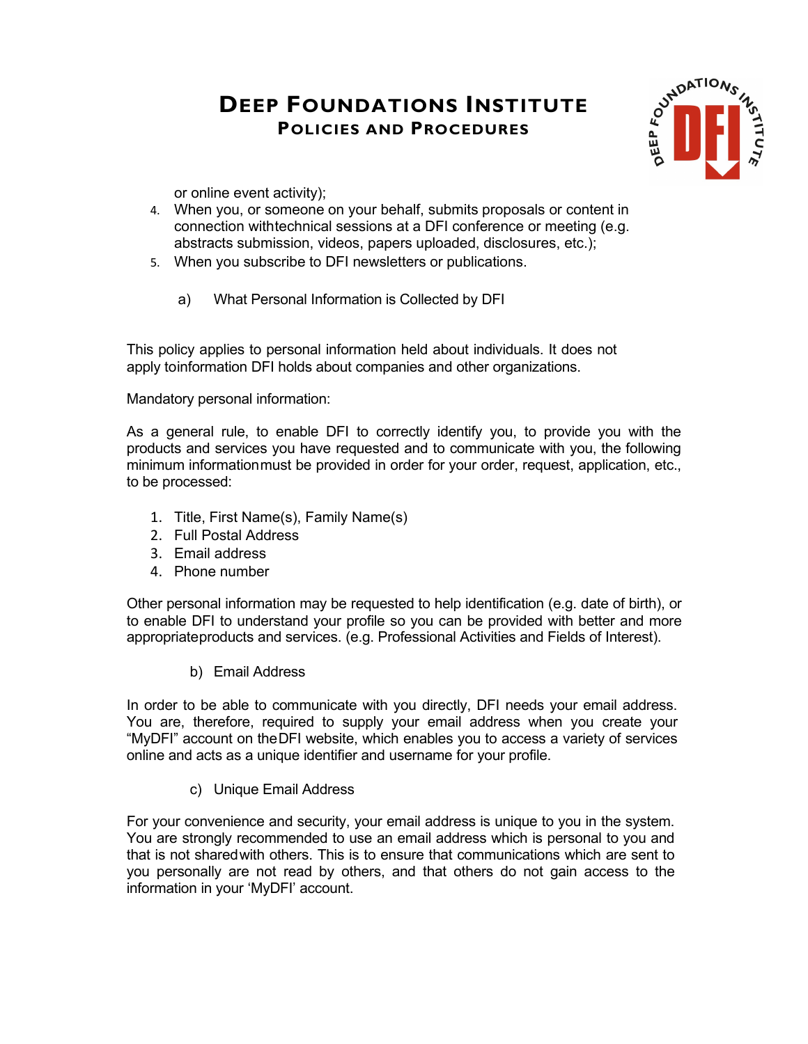or online event activity);

4. When you, or someone on your behalf, submits proposals or content in connection withtechnical sessions at a DFI conference or meeting (e.g. abstracts submission, videos, papers uploaded, disclosures, etc.);
5. When you subscribe to DFI newsletters or publications.

a) What Personal Information is Collected by DFI

This policy applies to personal information held about individuals. It does not apply toinformation DFI holds about companies and other organizations.

Mandatory personal information:

As a general rule, to enable DFI to correctly identify you, to provide you with the products and services you have requested and to communicate with you, the following minimum informationmust be provided in order for your order, request, application, etc., to be processed:

1. Title, First Name(s), Family Name(s)
2. Full Postal Address
3. Email address
4. Phone number

Other personal information may be requested to help identification (e.g. date of birth), or to enable DFI to understand your profile so you can be provided with better and more appropriateproducts and services. (e.g. Professional Activities and Fields of Interest).

b) Email Address

In order to be able to communicate with you directly, DFI needs your email address. You are, therefore, required to supply your email address when you create your "MyDFI" account on theDFI website, which enables you to access a variety of services online and acts as a unique identifier and username for your profile.

c) Unique Email Address

For your convenience and security, your email address is unique to you in the system. You are strongly recommended to use an email address which is personal to you and that is not sharedwith others. This is to ensure that communications which are sent to you personally are not read by others, and that others do not gain access to the information in your 'MyDFI' account.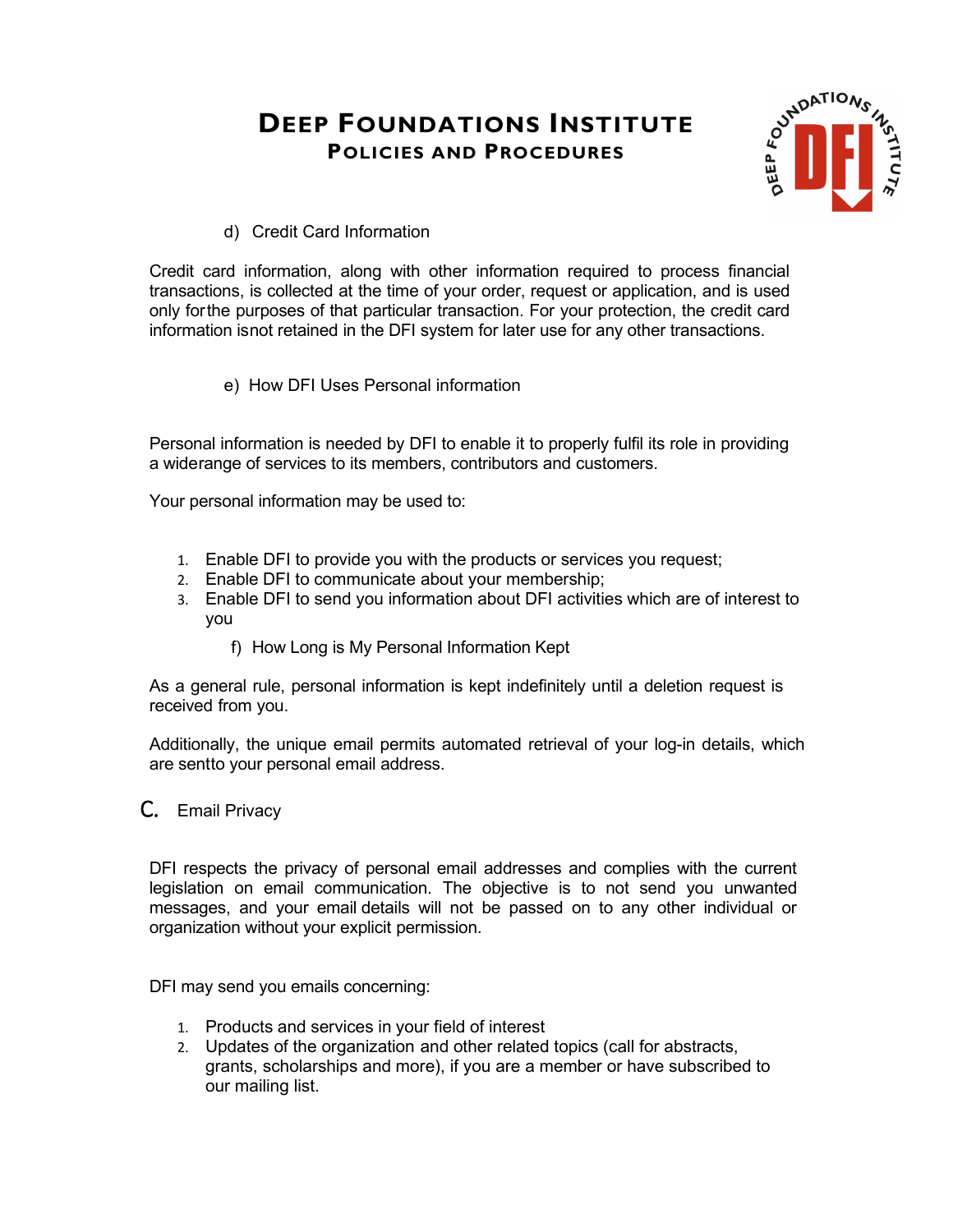#### d) Credit Card Information

Credit card information, along with other information required to process financial transactions, is collected at the time of your order, request or application, and is used only forthe purposes of that particular transaction. For your protection, the credit card information isnot retained in the DFI system for later use for any other transactions.

#### e) How DFI Uses Personal information

Personal information is needed by DFI to enable it to properly fulfil its role in providing a widerange of services to its members, contributors and customers.

Your personal information may be used to:

1. Enable DFI to provide you with the products or services you request;
2. Enable DFI to communicate about your membership;
3. Enable DFI to send you information about DFI activities which are of interest to you

#### f) How Long is My Personal Information Kept

As a general rule, personal information is kept indefinitely until a deletion request is received from you.

Additionally, the unique email permits automated retrieval of your log-in details, which are sentto your personal email address.

### C. Email Privacy

DFI respects the privacy of personal email addresses and complies with the current legislation on email communication. The objective is to not send you unwanted messages, and your email details will not be passed on to any other individual or organization without your explicit permission.

DFI may send you emails concerning:

1. Products and services in your field of interest
2. Updates of the organization and other related topics (call for abstracts, grants, scholarships and more), if you are a member or have subscribed to our mailing list.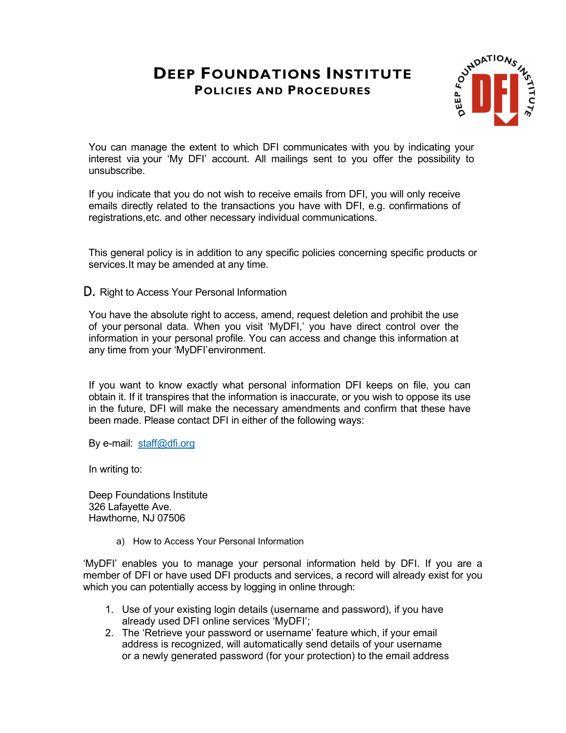You can manage the extent to which DFI communicates with you by indicating your interest via your 'My DFI' account. All mailings sent to you offer the possibility to unsubscribe.

If you indicate that you do not wish to receive emails from DFI, you will only receive emails directly related to the transactions you have with DFI, e.g. confirmations of registrations,etc. and other necessary individual communications.

This general policy is in addition to any specific policies concerning specific products or services.It may be amended at any time.

## D. Right to Access Your Personal Information

You have the absolute right to access, amend, request deletion and prohibit the use of your personal data. When you visit 'MyDFI,' you have direct control over the information in your personal profile. You can access and change this information at any time from your 'MyDFI'environment.

If you want to know exactly what personal information DFI keeps on file, you can obtain it. If it transpires that the information is inaccurate, or you wish to oppose its use in the future, DFI will make the necessary amendments and confirm that these have been made. Please contact DFI in either of the following ways:

By e-mail: staff@dfi.org

In writing to:

Deep Foundations Institute
326 Lafayette Ave.
Hawthorne, NJ 07506

### a) How to Access Your Personal Information

'MyDFI' enables you to manage your personal information held by DFI. If you are a member of DFI or have used DFI products and services, a record will already exist for you which you can potentially access by logging in online through:

1. Use of your existing login details (username and password), if you have already used DFI online services 'MyDFI';
2. The 'Retrieve your password or username' feature which, if your email address is recognized, will automatically send details of your username or a newly generated password (for your protection) to the email address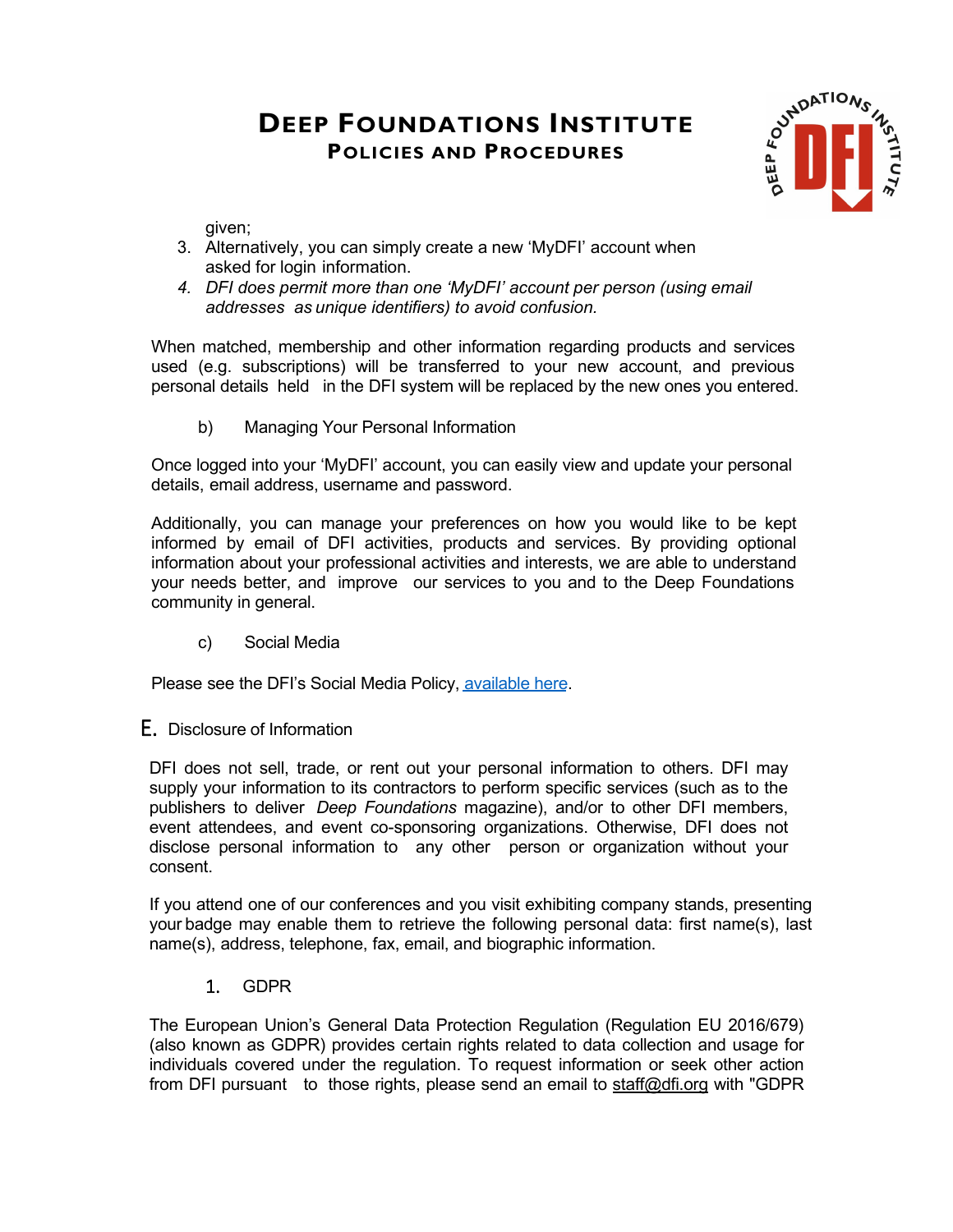given;

3. Alternatively, you can simply create a new 'MyDFI' account when asked for login information.
4. *DFI does permit more than one 'MyDFI' account per person (using email addresses as unique identifiers) to avoid confusion.*

When matched, membership and other information regarding products and services used (e.g. subscriptions) will be transferred to your new account, and previous personal details held in the DFI system will be replaced by the new ones you entered.

b) Managing Your Personal Information

Once logged into your 'MyDFI' account, you can easily view and update your personal details, email address, username and password.

Additionally, you can manage your preferences on how you would like to be kept informed by email of DFI activities, products and services. By providing optional information about your professional activities and interests, we are able to understand your needs better, and improve our services to you and to the Deep Foundations community in general.

c) Social Media

Please see the DFI's Social Media Policy, available here.

## E. Disclosure of Information

DFI does not sell, trade, or rent out your personal information to others. DFI may supply your information to its contractors to perform specific services (such as to the publishers to deliver *Deep Foundations* magazine), and/or to other DFI members, event attendees, and event co-sponsoring organizations. Otherwise, DFI does not disclose personal information to any other person or organization without your consent.

If you attend one of our conferences and you visit exhibiting company stands, presenting your badge may enable them to retrieve the following personal data: first name(s), last name(s), address, telephone, fax, email, and biographic information.

### 1. GDPR

The European Union's General Data Protection Regulation (Regulation EU 2016/679) (also known as GDPR) provides certain rights related to data collection and usage for individuals covered under the regulation. To request information or seek other action from DFI pursuant to those rights, please send an email to staff@dfi.org with "GDPR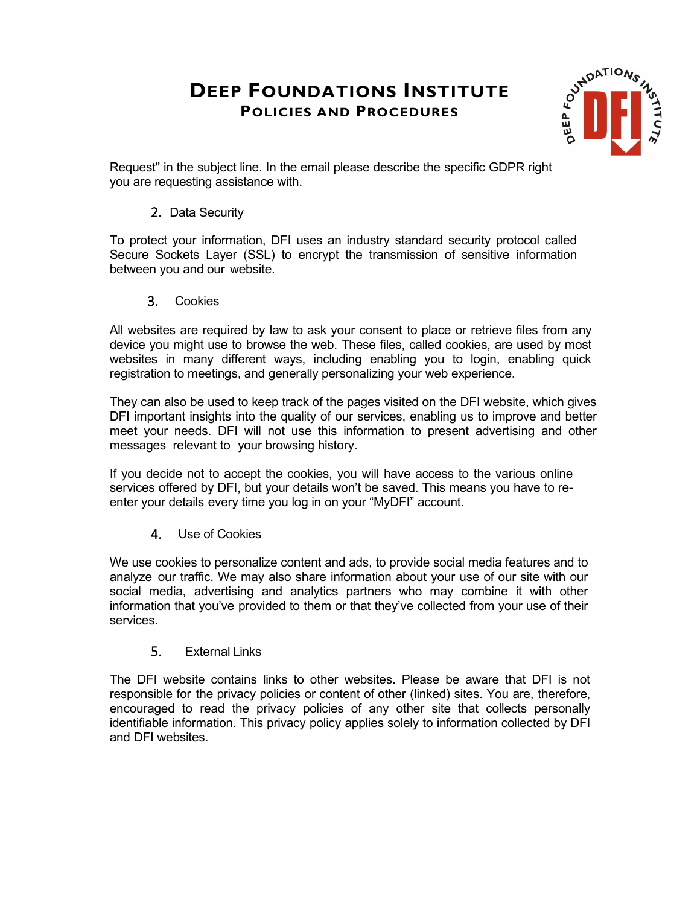Request" in the subject line. In the email please describe the specific GDPR right you are requesting assistance with.

2. Data Security

To protect your information, DFI uses an industry standard security protocol called Secure Sockets Layer (SSL) to encrypt the transmission of sensitive information between you and our website.

3. Cookies

All websites are required by law to ask your consent to place or retrieve files from any device you might use to browse the web. These files, called cookies, are used by most websites in many different ways, including enabling you to login, enabling quick registration to meetings, and generally personalizing your web experience.

They can also be used to keep track of the pages visited on the DFI website, which gives DFI important insights into the quality of our services, enabling us to improve and better meet your needs. DFI will not use this information to present advertising and other messages relevant to your browsing history.

If you decide not to accept the cookies, you will have access to the various online services offered by DFI, but your details won't be saved. This means you have to re-enter your details every time you log in on your "MyDFI" account.

4. Use of Cookies

We use cookies to personalize content and ads, to provide social media features and to analyze our traffic. We may also share information about your use of our site with our social media, advertising and analytics partners who may combine it with other information that you've provided to them or that they've collected from your use of their services.

5. External Links

The DFI website contains links to other websites. Please be aware that DFI is not responsible for the privacy policies or content of other (linked) sites. You are, therefore, encouraged to read the privacy policies of any other site that collects personally identifiable information. This privacy policy applies solely to information collected by DFI and DFI websites.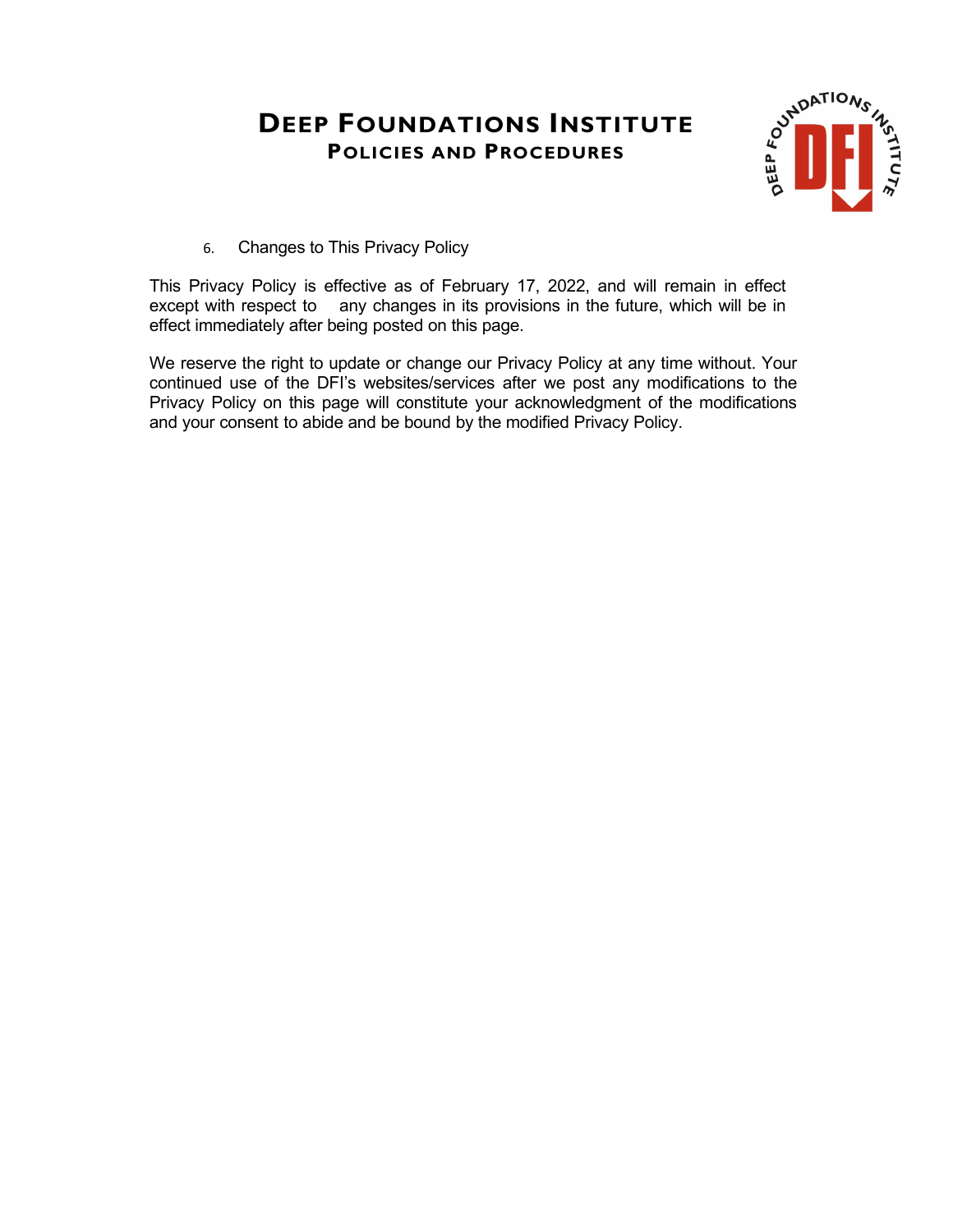6. Changes to This Privacy Policy

This Privacy Policy is effective as of February 17, 2022, and will remain in effect except with respect to any changes in its provisions in the future, which will be in effect immediately after being posted on this page.

We reserve the right to update or change our Privacy Policy at any time without. Your continued use of the DFI's websites/services after we post any modifications to the Privacy Policy on this page will constitute your acknowledgment of the modifications and your consent to abide and be bound by the modified Privacy Policy.